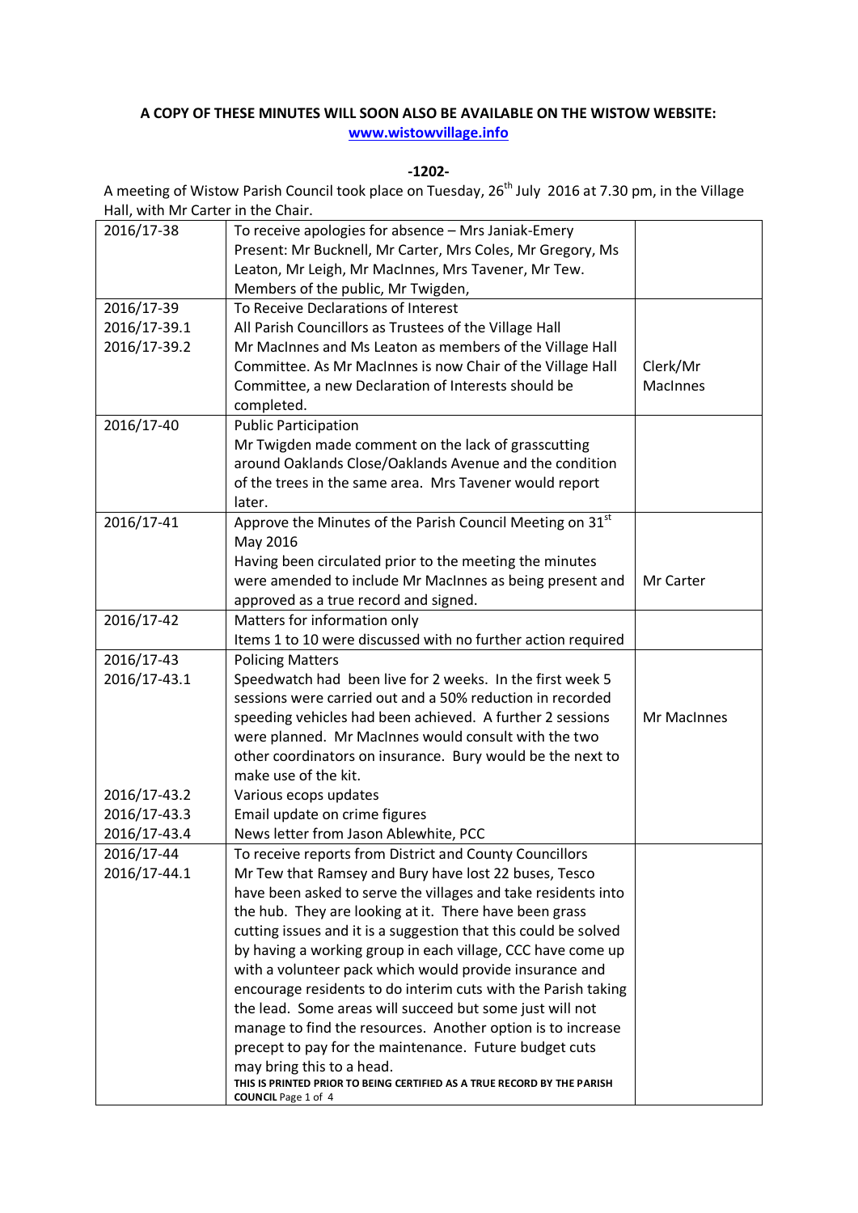**A COPY OF THESE MINUTES WILL SOON ALSO BE AVAILABLE ON THE WISTOW WEBSITE:**
**www.wistowvillage.info**

**-1202-**

A meeting of Wistow Parish Council took place on Tuesday, 26th July 2016 at 7.30 pm, in the Village Hall, with Mr Carter in the Chair.

| | | |
|---|---|---|
| 2016/17-38 | To receive apologies for absence – Mrs Janiak-Emery<br>Present: Mr Bucknell, Mr Carter, Mrs Coles, Mr Gregory, Ms Leaton, Mr Leigh, Mr MacInnes, Mrs Tavener, Mr Tew.<br>Members of the public, Mr Twigden, | |
| 2016/17-39<br>2016/17-39.1<br>2016/17-39.2 | To Receive Declarations of Interest<br>All Parish Councillors as Trustees of the Village Hall<br>Mr MacInnes and Ms Leaton as members of the Village Hall Committee. As Mr MacInnes is now Chair of the Village Hall Committee, a new Declaration of Interests should be completed. | Clerk/Mr MacInnes |
| 2016/17-40 | Public Participation<br>Mr Twigden made comment on the lack of grasscutting around Oaklands Close/Oaklands Avenue and the condition of the trees in the same area. Mrs Tavener would report later. | |
| 2016/17-41 | Approve the Minutes of the Parish Council Meeting on 31st May 2016<br>Having been circulated prior to the meeting the minutes were amended to include Mr MacInnes as being present and approved as a true record and signed. | Mr Carter |
| 2016/17-42 | Matters for information only<br>Items 1 to 10 were discussed with no further action required | |
| 2016/17-43<br>2016/17-43.1 | Policing Matters<br>Speedwatch had been live for 2 weeks. In the first week 5 sessions were carried out and a 50% reduction in recorded speeding vehicles had been achieved. A further 2 sessions were planned. Mr MacInnes would consult with the two other coordinators on insurance. Bury would be the next to make use of the kit. | Mr MacInnes |
| 2016/17-43.2<br>2016/17-43.3<br>2016/17-43.4 | Various ecops updates<br>Email update on crime figures<br>News letter from Jason Ablewhite, PCC | |
| 2016/17-44<br>2016/17-44.1 | To receive reports from District and County Councillors<br>Mr Tew that Ramsey and Bury have lost 22 buses, Tesco have been asked to serve the villages and take residents into the hub. They are looking at it. There have been grass cutting issues and it is a suggestion that this could be solved by having a working group in each village, CCC have come up with a volunteer pack which would provide insurance and encourage residents to do interim cuts with the Parish taking the lead. Some areas will succeed but some just will not manage to find the resources. Another option is to increase precept to pay for the maintenance. Future budget cuts may bring this to a head.<br>**THIS IS PRINTED PRIOR TO BEING CERTIFIED AS A TRUE RECORD BY THE PARISH COUNCIL** | |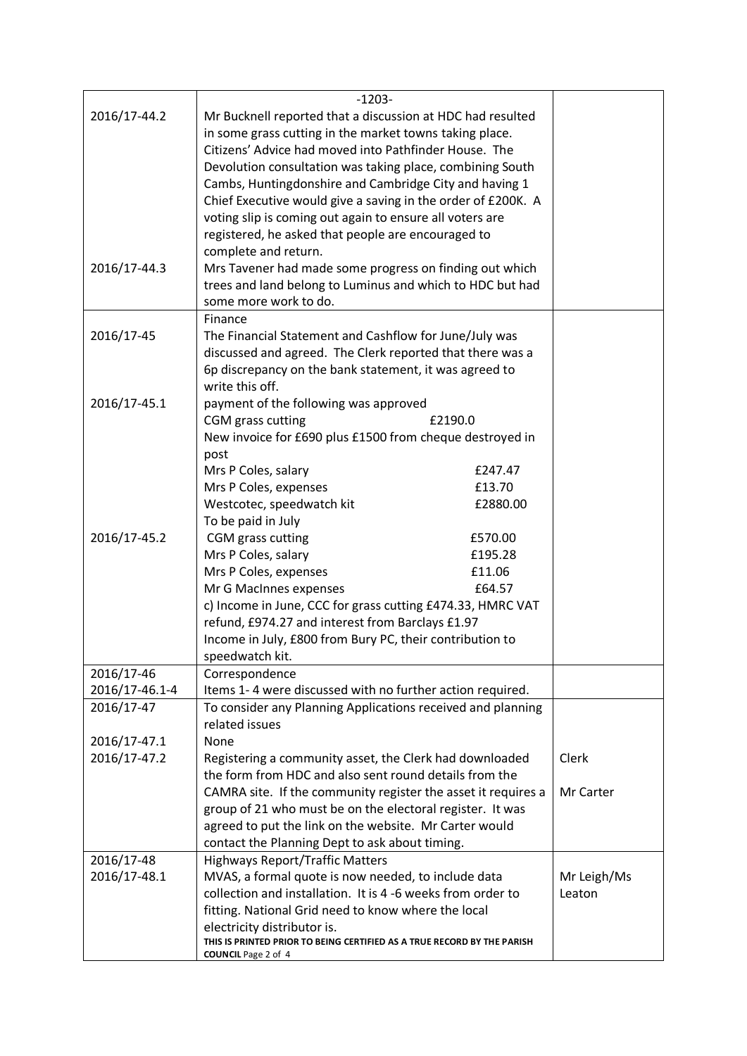| | -1203- | |
|---|---|---|
| 2016/17-44.2 | Mr Bucknell reported that a discussion at HDC had resulted in some grass cutting in the market towns taking place. Citizens' Advice had moved into Pathfinder House. The Devolution consultation was taking place, combining South Cambs, Huntingdonshire and Cambridge City and having 1 Chief Executive would give a saving in the order of £200K. A voting slip is coming out again to ensure all voters are registered, he asked that people are encouraged to complete and return. | |
| 2016/17-44.3 | Mrs Tavener had made some progress on finding out which trees and land belong to Luminus and which to HDC but had some more work to do. | |
| | Finance | |
| 2016/17-45 | The Financial Statement and Cashflow for June/July was discussed and agreed. The Clerk reported that there was a 6p discrepancy on the bank statement, it was agreed to write this off. | |
| 2016/17-45.1 | payment of the following was approved<br>CGM grass cutting £2190.0<br>New invoice for £690 plus £1500 from cheque destroyed in post<br>Mrs P Coles, salary £247.47<br>Mrs P Coles, expenses £13.70<br>Westcotec, speedwatch kit £2880.00<br>To be paid in July | |
| 2016/17-45.2 | CGM grass cutting £570.00<br>Mrs P Coles, salary £195.28<br>Mrs P Coles, expenses £11.06<br>Mr G MacInnes expenses £64.57<br>c) Income in June, CCC for grass cutting £474.33, HMRC VAT refund, £974.27 and interest from Barclays £1.97<br>Income in July, £800 from Bury PC, their contribution to speedwatch kit. | |
| 2016/17-46<br>2016/17-46.1-4 | Correspondence<br>Items 1- 4 were discussed with no further action required. | |
| 2016/17-47 | To consider any Planning Applications received and planning related issues | |
| 2016/17-47.1 | None | |
| 2016/17-47.2 | Registering a community asset, the Clerk had downloaded the form from HDC and also sent round details from the CAMRA site. If the community register the asset it requires a group of 21 who must be on the electoral register. It was agreed to put the link on the website. Mr Carter would contact the Planning Dept to ask about timing. | Clerk<br>Mr Carter |
| 2016/17-48 | Highways Report/Traffic Matters | |
| 2016/17-48.1 | MVAS, a formal quote is now needed, to include data collection and installation. It is 4 -6 weeks from order to fitting. National Grid need to know where the local electricity distributor is. | Mr Leigh/Ms Leaton |

THIS IS PRINTED PRIOR TO BEING CERTIFIED AS A TRUE RECORD BY THE PARISH COUNCIL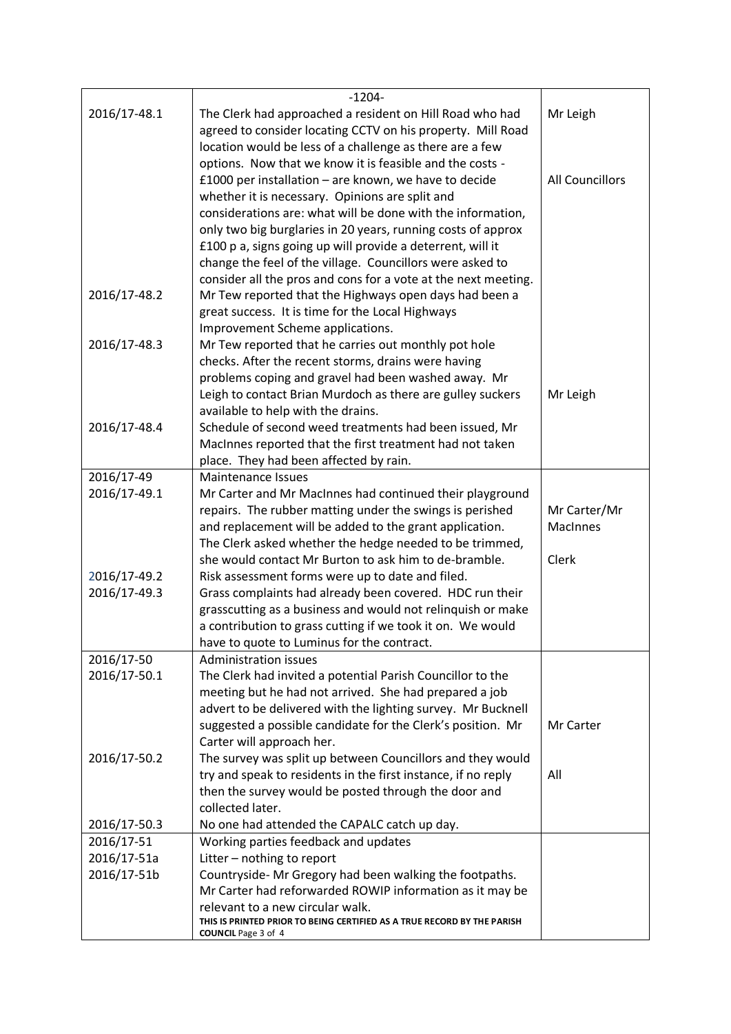| | -1204- | |
|---|---|---|
| 2016/17-48.1 | The Clerk had approached a resident on Hill Road who had agreed to consider locating CCTV on his property. Mill Road location would be less of a challenge as there are a few options. Now that we know it is feasible and the costs - £1000 per installation – are known, we have to decide whether it is necessary. Opinions are split and considerations are: what will be done with the information, only two big burglaries in 20 years, running costs of approx £100 p a, signs going up will provide a deterrent, will it change the feel of the village. Councillors were asked to consider all the pros and cons for a vote at the next meeting. | Mr Leigh<br><br>All Councillors |
| 2016/17-48.2 | Mr Tew reported that the Highways open days had been a great success. It is time for the Local Highways Improvement Scheme applications. | |
| 2016/17-48.3 | Mr Tew reported that he carries out monthly pot hole checks. After the recent storms, drains were having problems coping and gravel had been washed away. Mr Leigh to contact Brian Murdoch as there are gulley suckers available to help with the drains. | Mr Leigh |
| 2016/17-48.4 | Schedule of second weed treatments had been issued, Mr MacInnes reported that the first treatment had not taken place. They had been affected by rain. | |
| 2016/17-49 | Maintenance Issues | |
| 2016/17-49.1 | Mr Carter and Mr MacInnes had continued their playground repairs. The rubber matting under the swings is perished and replacement will be added to the grant application. The Clerk asked whether the hedge needed to be trimmed, she would contact Mr Burton to ask him to de-bramble. | Mr Carter/Mr MacInnes<br><br>Clerk |
| 2016/17-49.2 | Risk assessment forms were up to date and filed. | |
| 2016/17-49.3 | Grass complaints had already been covered. HDC run their grasscutting as a business and would not relinquish or make a contribution to grass cutting if we took it on. We would have to quote to Luminus for the contract. | |
| 2016/17-50 | Administration issues | |
| 2016/17-50.1 | The Clerk had invited a potential Parish Councillor to the meeting but he had not arrived. She had prepared a job advert to be delivered with the lighting survey. Mr Bucknell suggested a possible candidate for the Clerk's position. Mr Carter will approach her. | Mr Carter |
| 2016/17-50.2 | The survey was split up between Councillors and they would try and speak to residents in the first instance, if no reply then the survey would be posted through the door and collected later. | All |
| 2016/17-50.3 | No one had attended the CAPALC catch up day. | |
| 2016/17-51 | Working parties feedback and updates | |
| 2016/17-51a | Litter – nothing to report | |
| 2016/17-51b | Countryside- Mr Gregory had been walking the footpaths. Mr Carter had reforwarded ROWIP information as it may be relevant to a new circular walk.<br>**THIS IS PRINTED PRIOR TO BEING CERTIFIED AS A TRUE RECORD BY THE PARISH COUNCIL** | |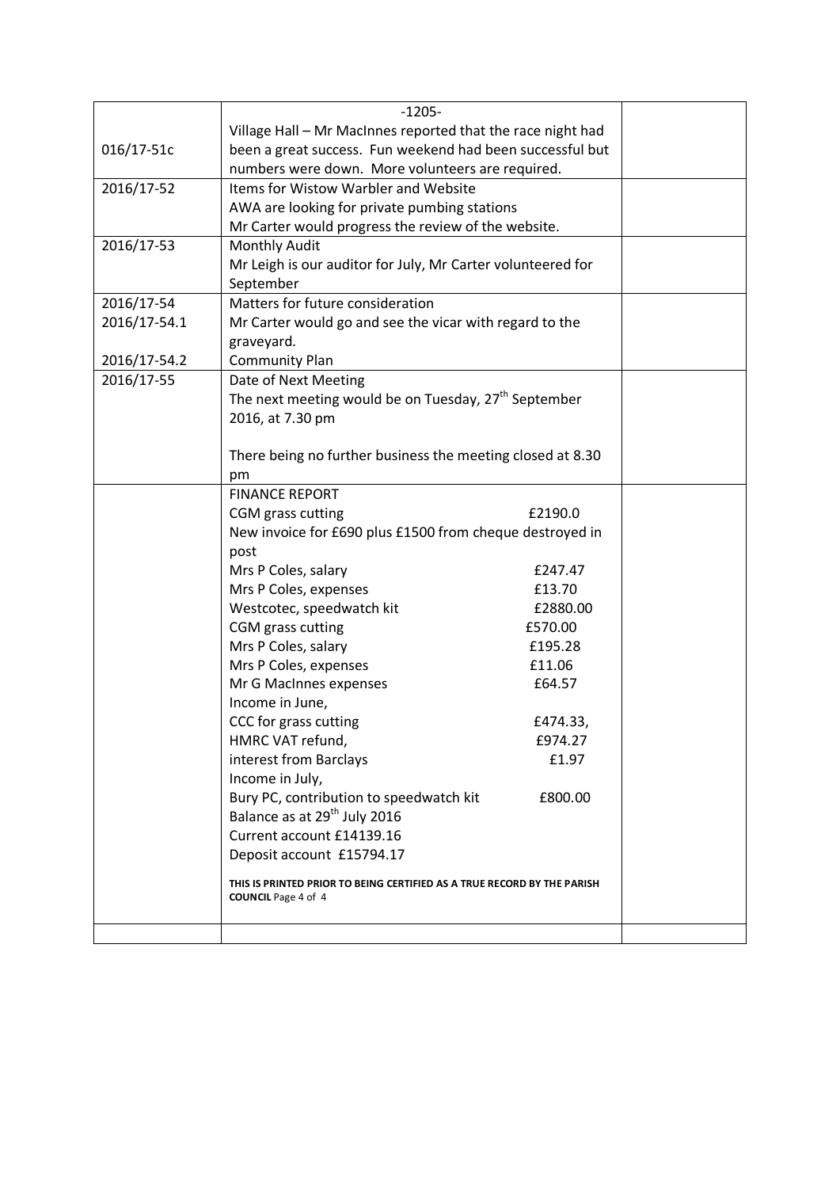| | | |
|---|---|---|
| 016/17-51c | -1205-<br>Village Hall – Mr MacInnes reported that the race night had been a great success. Fun weekend had been successful but numbers were down. More volunteers are required. | |
| 2016/17-52 | Items for Wistow Warbler and Website<br>AWA are looking for private pumbing stations<br>Mr Carter would progress the review of the website. | |
| 2016/17-53 | Monthly Audit<br>Mr Leigh is our auditor for July, Mr Carter volunteered for September | |
| 2016/17-54<br>2016/17-54.1<br><br>2016/17-54.2 | Matters for future consideration<br>Mr Carter would go and see the vicar with regard to the graveyard.<br>Community Plan | |
| 2016/17-55 | Date of Next Meeting<br>The next meeting would be on Tuesday, 27th September 2016, at 7.30 pm<br><br>There being no further business the meeting closed at 8.30 pm | |
| | FINANCE REPORT<br>CGM grass cutting £2190.0<br>New invoice for £690 plus £1500 from cheque destroyed in post<br>Mrs P Coles, salary £247.47<br>Mrs P Coles, expenses £13.70<br>Westcotec, speedwatch kit £2880.00<br>CGM grass cutting £570.00<br>Mrs P Coles, salary £195.28<br>Mrs P Coles, expenses £11.06<br>Mr G MacInnes expenses £64.57<br>Income in June,<br>CCC for grass cutting £474.33,<br>HMRC VAT refund, £974.27<br>interest from Barclays £1.97<br>Income in July,<br>Bury PC, contribution to speedwatch kit £800.00<br>Balance as at 29th July 2016<br>Current account £14139.16<br>Deposit account £15794.17<br><br>**THIS IS PRINTED PRIOR TO BEING CERTIFIED AS A TRUE RECORD BY THE PARISH COUNCIL** | |
| | | |